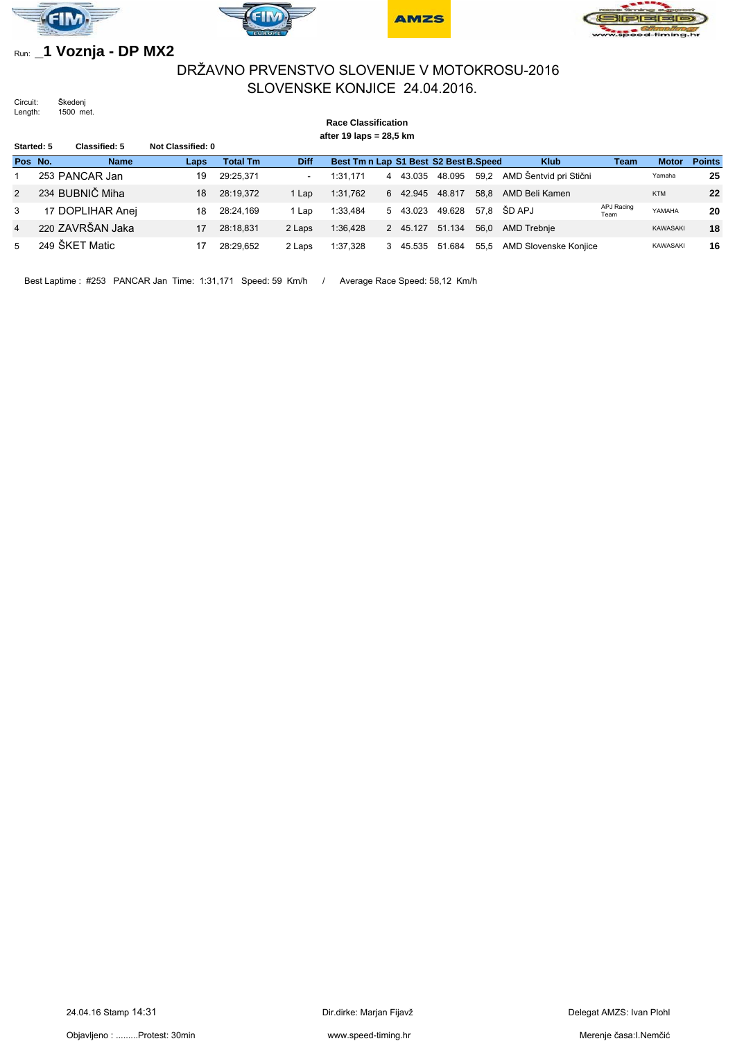Run: _**1 Voznja - DP MX2**

## DRŽAVNO PRVENSTVO SLOVENIJE V MOTOKROSU-2016
## SLOVENSKE KONJICE 24.04.2016.

Circuit: Škedenj
Length: 1500 met.

**Race Classification**
**after 19 laps = 28,5 km**

**Started: 5** **Classified: 5** **Not Classified: 0**

| Pos | No. | Name | Laps | Total Tm | Diff | Best Tm | n Lap | S1 Best | S2 Best | B.Speed | Klub | Team | Motor | Points |
|---|---|---|---|---|---|---|---|---|---|---|---|---|---|---|
| 1 | 253 | PANCAR Jan | 19 | 29:25,371 | - | 1:31,171 | 4 | 43.035 | 48.095 | 59,2 | AMD Šentvid pri Stični | | Yamaha | **25** |
| 2 | 234 | BUBNIČ Miha | 18 | 28:19,372 | 1 Lap | 1:31,762 | 6 | 42.945 | 48.817 | 58,8 | AMD Beli Kamen | | KTM | **22** |
| 3 | 17 | DOPLIHAR Anej | 18 | 28:24,169 | 1 Lap | 1:33,484 | 5 | 43.023 | 49.628 | 57,8 | ŠD APJ | APJ Racing Team | YAMAHA | **20** |
| 4 | 220 | ZAVRŠAN Jaka | 17 | 28:18,831 | 2 Laps | 1:36,428 | 2 | 45.127 | 51.134 | 56,0 | AMD Trebnje | | KAWASAKI | **18** |
| 5 | 249 | ŠKET Matic | 17 | 28:29,652 | 2 Laps | 1:37,328 | 3 | 45.535 | 51.684 | 55,5 | AMD Slovenske Konjice | | KAWASAKI | **16** |

Best Laptime : #253 PANCAR Jan Time: 1:31,171 Speed: 59 Km/h / Average Race Speed: 58,12 Km/h

24.04.16 Stamp 14:31 | Dir.dirke: Marjan Fijavž | Delegat AMZS: Ivan Plohl

Objavljeno : .........Protest: 30min | www.speed-timing.hr | Merenje časa:I.Nemčić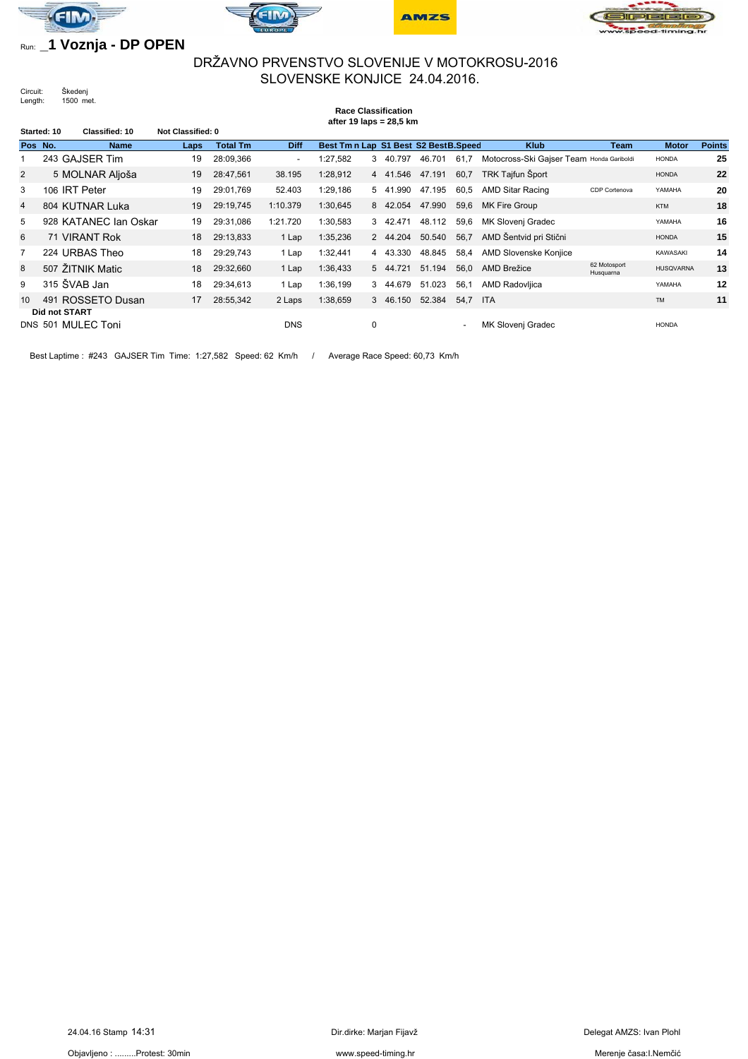Run: **_1 Voznja - DP OPEN**

## DRŽAVNO PRVENSTVO SLOVENIJE V MOTOKROSU-2016
## SLOVENSKE KONJICE 24.04.2016.

Circuit: Škedenj
Length: 1500 met.

**Race Classification**
**after 19 laps = 28,5 km**

**Started: 10** **Classified: 10** **Not Classified: 0**

| Pos | No. | Name | Laps | Total Tm | Diff | Best Tm | n Lap | S1 Best | S2 Best | B.Speed | Klub | Team | Motor | Points |
|---|---|---|---|---|---|---|---|---|---|---|---|---|---|---|
| 1 | 243 | GAJSER Tim | 19 | 28:09,366 | - | 1:27,582 | 3 | 40.797 | 46.701 | 61,7 | Motocross-Ski Gajser Team | Honda Gariboldi | HONDA | 25 |
| 2 | 5 | MOLNAR Aljoša | 19 | 28:47,561 | 38.195 | 1:28,912 | 4 | 41.546 | 47.191 | 60,7 | TRK Tajfun Šport | | HONDA | 22 |
| 3 | 106 | IRT Peter | 19 | 29:01,769 | 52.403 | 1:29,186 | 5 | 41.990 | 47.195 | 60,5 | AMD Sitar Racing | CDP Cortenova | YAMAHA | 20 |
| 4 | 804 | KUTNAR Luka | 19 | 29:19,745 | 1:10.379 | 1:30,645 | 8 | 42.054 | 47.990 | 59,6 | MK Fire Group | | KTM | 18 |
| 5 | 928 | KATANEC Ian Oskar | 19 | 29:31,086 | 1:21.720 | 1:30,583 | 3 | 42.471 | 48.112 | 59,6 | MK Slovenj Gradec | | YAMAHA | 16 |
| 6 | 71 | VIRANT Rok | 18 | 29:13,833 | 1 Lap | 1:35,236 | 2 | 44.204 | 50.540 | 56,7 | AMD Šentvid pri Stični | | HONDA | 15 |
| 7 | 224 | URBAS Theo | 18 | 29:29,743 | 1 Lap | 1:32,441 | 4 | 43.330 | 48.845 | 58,4 | AMD Slovenske Konjice | | KAWASAKI | 14 |
| 8 | 507 | ŽITNIK Matic | 18 | 29:32,660 | 1 Lap | 1:36,433 | 5 | 44.721 | 51.194 | 56,0 | AMD Brežice | 62 Motosport Husquarna | HUSQVARNA | 13 |
| 9 | 315 | ŠVAB Jan | 18 | 29:34,613 | 1 Lap | 1:36,199 | 3 | 44.679 | 51.023 | 56,1 | AMD Radovljica | | YAMAHA | 12 |
| 10 | 491 | ROSSETO Dusan | 17 | 28:55,342 | 2 Laps | 1:38,659 | 3 | 46.150 | 52.384 | 54,7 | ITA | | TM | 11 |
| **Did not START** | | | | | | | | | | | | | | |
| DNS | 501 | MULEC Toni | | | DNS | | 0 | | | - | MK Slovenj Gradec | | HONDA | |

Best Laptime : #243 GAJSER Tim Time: 1:27,582 Speed: 62 Km/h / Average Race Speed: 60,73 Km/h

24.04.16 Stamp 14:31 Dir.dirke: Marjan Fijavž Delegat AMZS: Ivan Plohl

Objavljeno : .........Protest: 30min www.speed-timing.hr Merenje časa:I.Nemčić